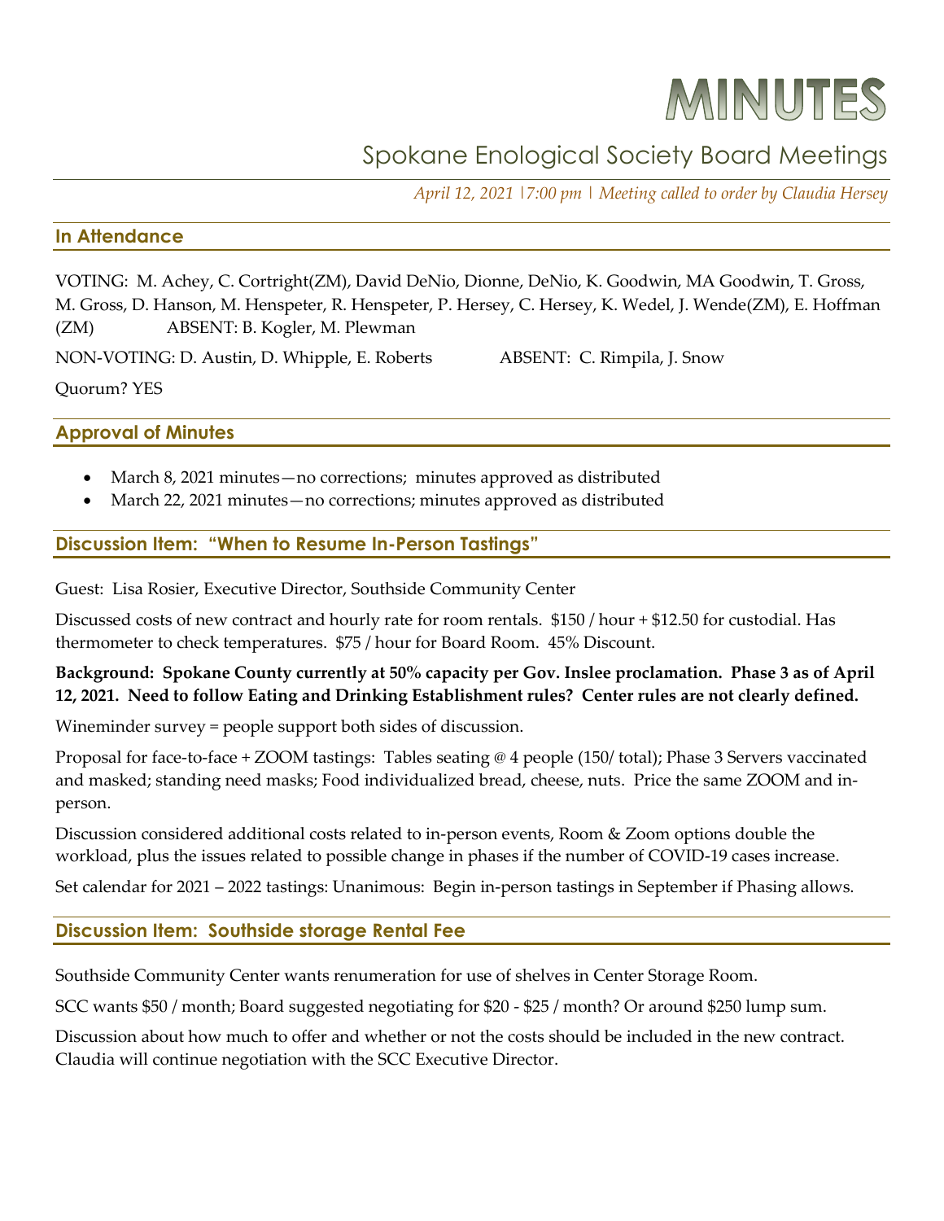# MINUTES

## Spokane Enological Society Board Meetings

*April 12, 2021 |7:00 pm | Meeting called to order by Claudia Hersey*

### In Attendance

VOTING: M. Achey, C. Cortright(ZM), David DeNio, Dionne, DeNio, K. Goodwin, MA Goodwin, T. Gross, M. Gross, D. Hanson, M. Henspeter, R. Henspeter, P. Hersey, C. Hersey, K. Wedel, J. Wende(ZM), E. Hoffman (ZM) ABSENT: B. Kogler, M. Plewman

NON-VOTING: D. Austin, D. Whipple, E. Roberts ABSENT: C. Rimpila, J. Snow

Quorum? YES

### Approval of Minutes

- March 8, 2021 minutes—no corrections; minutes approved as distributed
- March 22, 2021 minutes—no corrections; minutes approved as distributed

### Discussion Item: "When to Resume In-Person Tastings"

Guest: Lisa Rosier, Executive Director, Southside Community Center

Discussed costs of new contract and hourly rate for room rentals. $150 / hour + $12.50 for custodial. Has thermometer to check temperatures. $75 / hour for Board Room. 45% Discount.

**Background: Spokane County currently at 50% capacity per Gov. Inslee proclamation. Phase 3 as of April 12, 2021. Need to follow Eating and Drinking Establishment rules? Center rules are not clearly defined.**

Wineminder survey = people support both sides of discussion.

Proposal for face-to-face + ZOOM tastings: Tables seating @ 4 people (150/ total); Phase 3 Servers vaccinated and masked; standing need masks; Food individualized bread, cheese, nuts. Price the same ZOOM and in-person.

Discussion considered additional costs related to in-person events, Room & Zoom options double the workload, plus the issues related to possible change in phases if the number of COVID-19 cases increase.

Set calendar for 2021 – 2022 tastings: Unanimous: Begin in-person tastings in September if Phasing allows.

### Discussion Item: Southside storage Rental Fee

Southside Community Center wants renumeration for use of shelves in Center Storage Room.

SCC wants $50 / month; Board suggested negotiating for $20 - $25 / month? Or around $250 lump sum.

Discussion about how much to offer and whether or not the costs should be included in the new contract. Claudia will continue negotiation with the SCC Executive Director.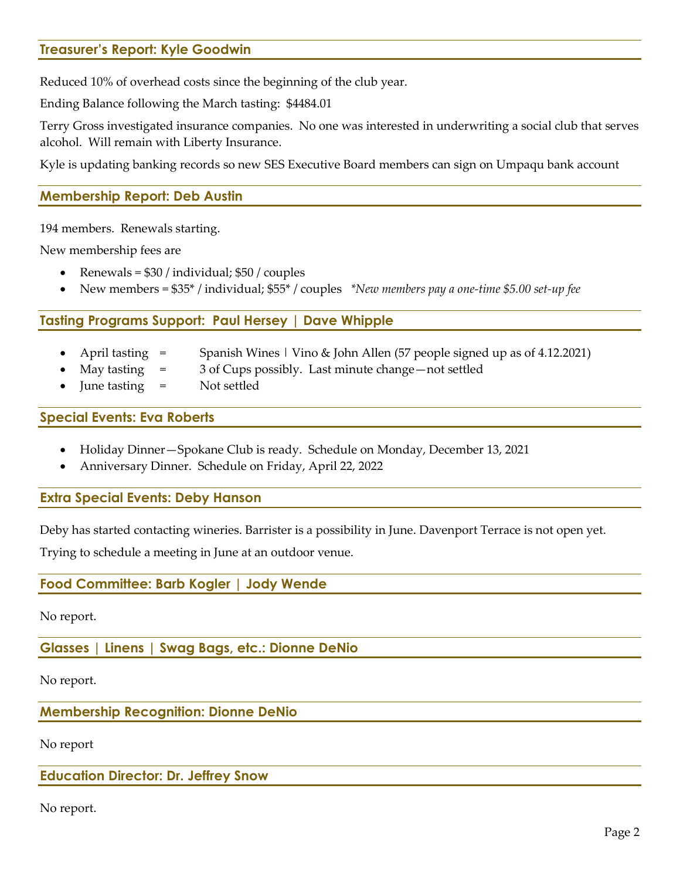## Treasurer's Report: Kyle Goodwin

Reduced 10% of overhead costs since the beginning of the club year.

Ending Balance following the March tasting: $4484.01

Terry Gross investigated insurance companies. No one was interested in underwriting a social club that serves alcohol. Will remain with Liberty Insurance.

Kyle is updating banking records so new SES Executive Board members can sign on Umpaqu bank account

## Membership Report: Deb Austin

194 members. Renewals starting.

New membership fees are

- Renewals = $30 / individual; $50 / couples
- New members = $35* / individual; $55* / couples *\*New members pay a one-time $5.00 set-up fee*

## Tasting Programs Support: Paul Hersey | Dave Whipple

- April tasting = Spanish Wines | Vino & John Allen (57 people signed up as of 4.12.2021)
- May tasting = 3 of Cups possibly. Last minute change—not settled
- June tasting = Not settled

## Special Events: Eva Roberts

- Holiday Dinner—Spokane Club is ready. Schedule on Monday, December 13, 2021
- Anniversary Dinner. Schedule on Friday, April 22, 2022

## Extra Special Events: Deby Hanson

Deby has started contacting wineries. Barrister is a possibility in June. Davenport Terrace is not open yet.

Trying to schedule a meeting in June at an outdoor venue.

## Food Committee: Barb Kogler | Jody Wende

No report.

## Glasses | Linens | Swag Bags, etc.: Dionne DeNio

No report.

## Membership Recognition: Dionne DeNio

No report

## Education Director: Dr. Jeffrey Snow

No report.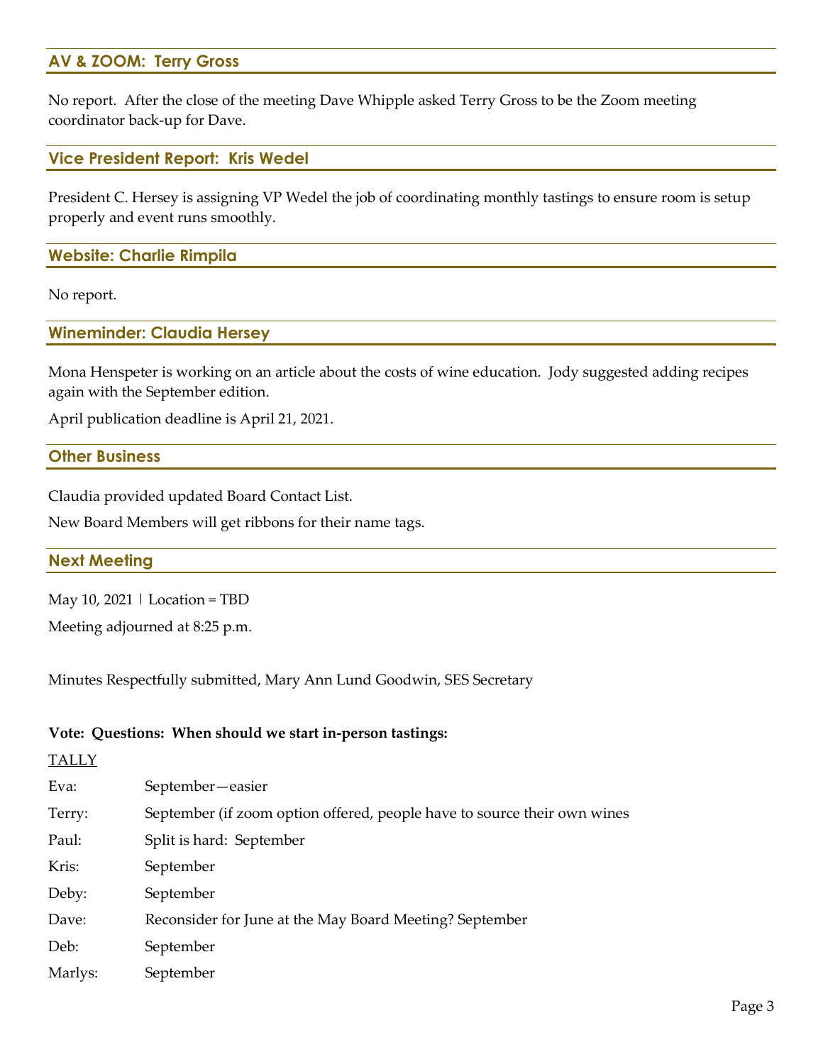## AV & ZOOM: Terry Gross

No report. After the close of the meeting Dave Whipple asked Terry Gross to be the Zoom meeting coordinator back-up for Dave.

## Vice President Report: Kris Wedel

President C. Hersey is assigning VP Wedel the job of coordinating monthly tastings to ensure room is setup properly and event runs smoothly.

## Website: Charlie Rimpila

No report.

## Wineminder: Claudia Hersey

Mona Henspeter is working on an article about the costs of wine education. Jody suggested adding recipes again with the September edition.

April publication deadline is April 21, 2021.

## Other Business

Claudia provided updated Board Contact List.

New Board Members will get ribbons for their name tags.

## Next Meeting

May 10, 2021 | Location = TBD

Meeting adjourned at 8:25 p.m.

Minutes Respectfully submitted, Mary Ann Lund Goodwin, SES Secretary

**Vote: Questions: When should we start in-person tastings:**

TALLY

| | |
|---|---|
| Eva: | September—easier |
| Terry: | September (if zoom option offered, people have to source their own wines |
| Paul: | Split is hard: September |
| Kris: | September |
| Deby: | September |
| Dave: | Reconsider for June at the May Board Meeting? September |
| Deb: | September |
| Marlys: | September |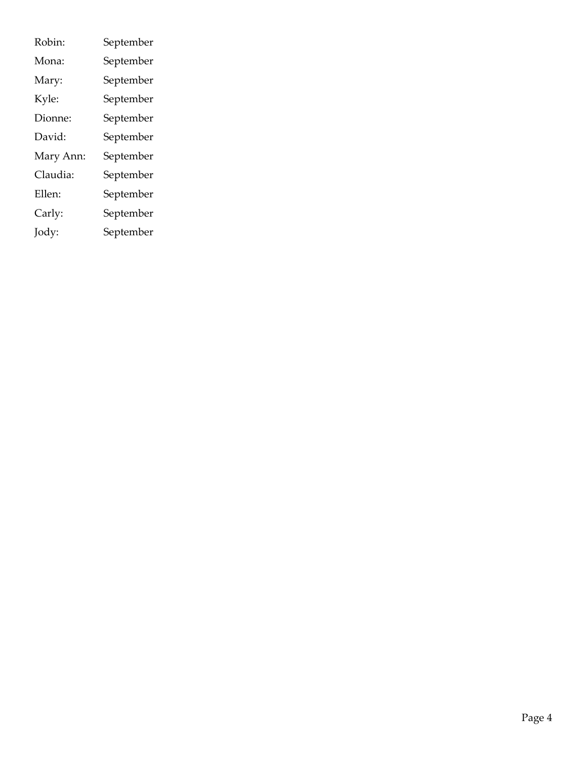| | |
|---|---|
| Robin: | September |
| Mona: | September |
| Mary: | September |
| Kyle: | September |
| Dionne: | September |
| David: | September |
| Mary Ann: | September |
| Claudia: | September |
| Ellen: | September |
| Carly: | September |
| Jody: | September |